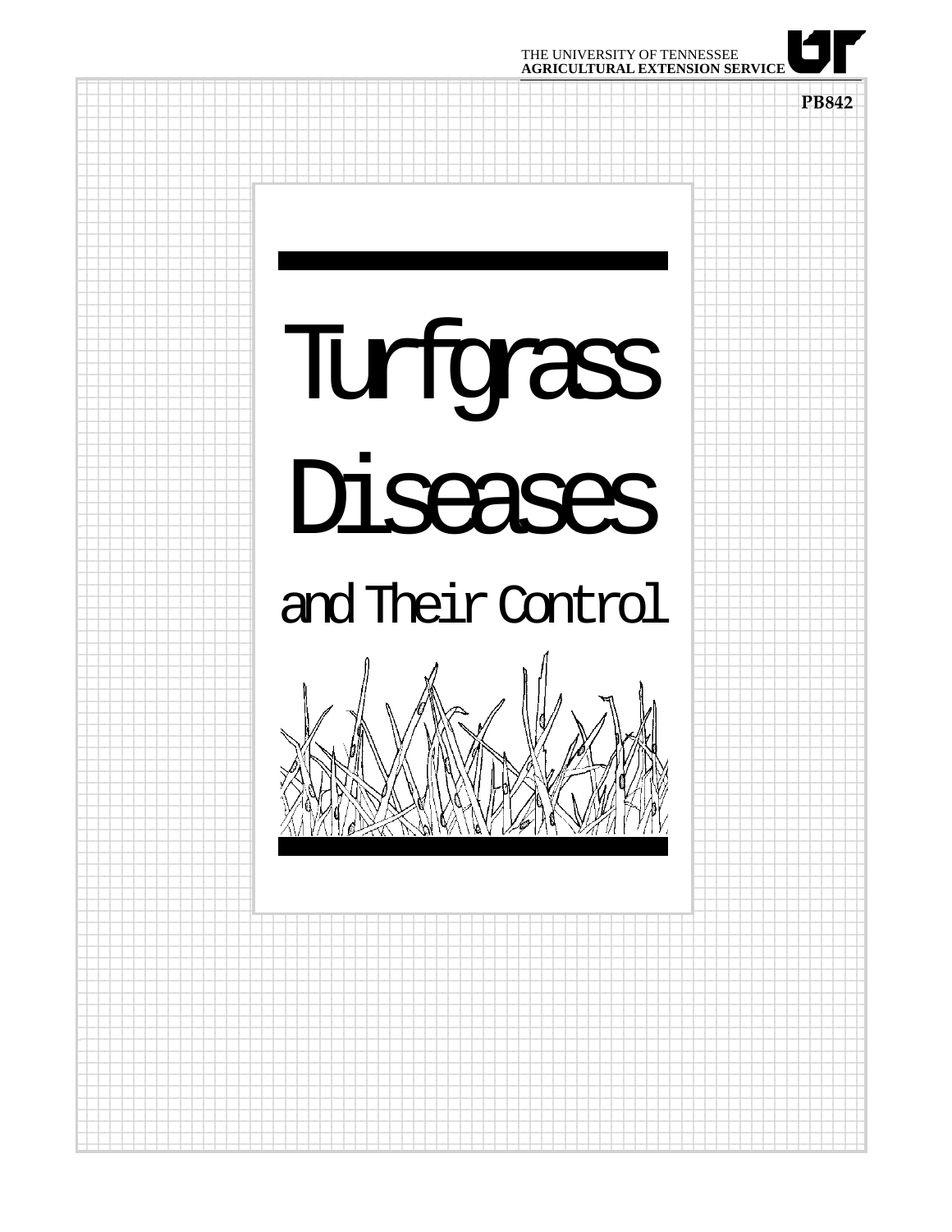THE UNIVERSITY OF TENNESSEE
**AGRICULTURAL EXTENSION SERVICE**

**PB842**

# Turfgrass Diseases

## and Their Control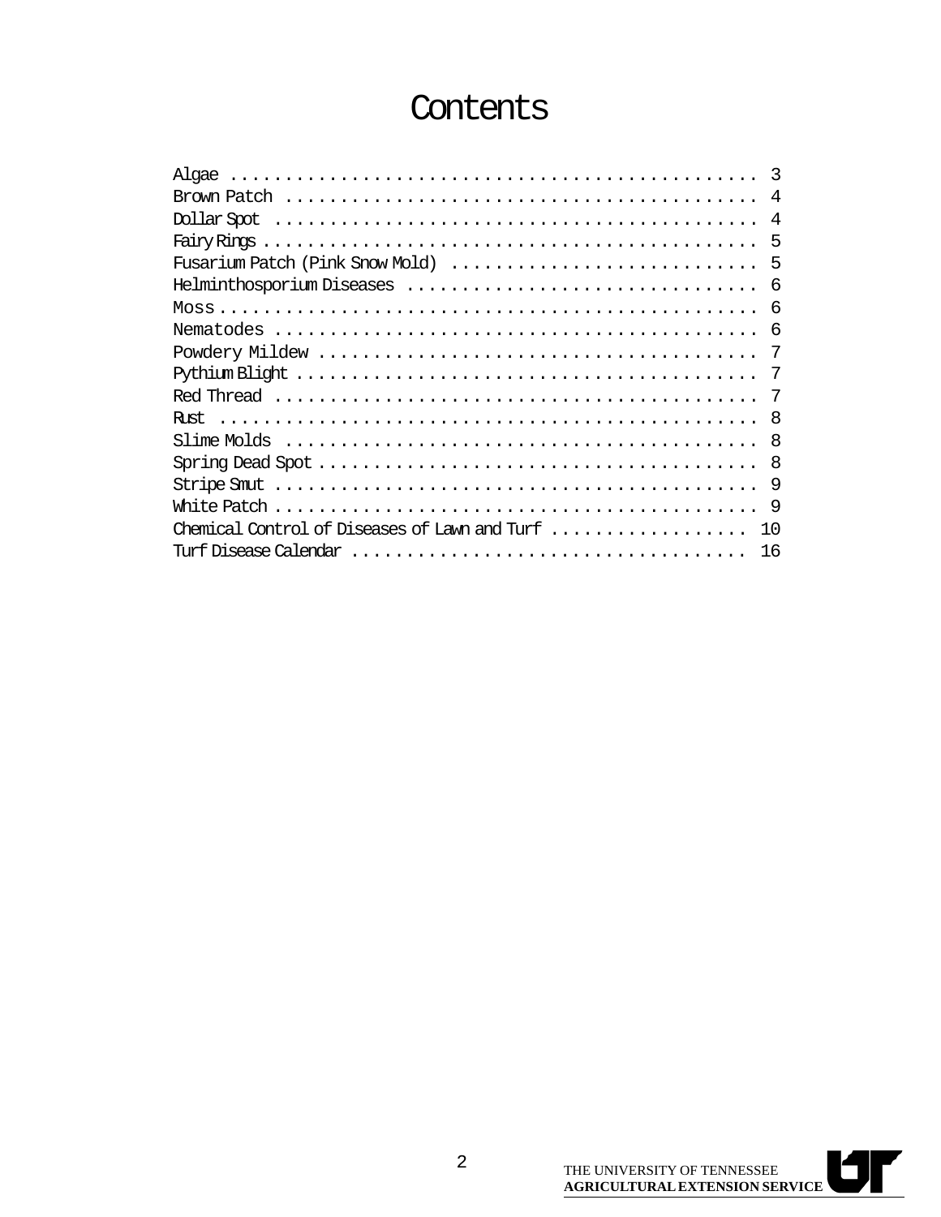# Contents

Algae . . . . . . . . . . . . . . . . . . . . . . . . . . . . . . . . . . . . . . . . . . . . . . . 3
Brown Patch . . . . . . . . . . . . . . . . . . . . . . . . . . . . . . . . . . . . . . . . . . 4
Dollar Spot . . . . . . . . . . . . . . . . . . . . . . . . . . . . . . . . . . . . . . . . . . . 4
Fairy Rings . . . . . . . . . . . . . . . . . . . . . . . . . . . . . . . . . . . . . . . . . . . . 5
Fusarium Patch (Pink Snow Mold) . . . . . . . . . . . . . . . . . . . . . . . . . . . . 5
Helminthosporium Diseases . . . . . . . . . . . . . . . . . . . . . . . . . . . . . . . 6
Moss . . . . . . . . . . . . . . . . . . . . . . . . . . . . . . . . . . . . . . . . . . . . . . . . 6
Nematodes . . . . . . . . . . . . . . . . . . . . . . . . . . . . . . . . . . . . . . . . . . . 6
Powdery Mildew . . . . . . . . . . . . . . . . . . . . . . . . . . . . . . . . . . . . . . . 7
Pythium Blight . . . . . . . . . . . . . . . . . . . . . . . . . . . . . . . . . . . . . . . . . 7
Red Thread . . . . . . . . . . . . . . . . . . . . . . . . . . . . . . . . . . . . . . . . . . . 7
Rust . . . . . . . . . . . . . . . . . . . . . . . . . . . . . . . . . . . . . . . . . . . . . . . . 8
Slime Molds . . . . . . . . . . . . . . . . . . . . . . . . . . . . . . . . . . . . . . . . . . 8
Spring Dead Spot . . . . . . . . . . . . . . . . . . . . . . . . . . . . . . . . . . . . . . . 8
Stripe Smut . . . . . . . . . . . . . . . . . . . . . . . . . . . . . . . . . . . . . . . . . . . 9
White Patch . . . . . . . . . . . . . . . . . . . . . . . . . . . . . . . . . . . . . . . . . . . 9
Chemical Control of Diseases of Lawn and Turf . . . . . . . . . . . . . . . . . . 10
Turf Disease Calendar . . . . . . . . . . . . . . . . . . . . . . . . . . . . . . . . . . . 16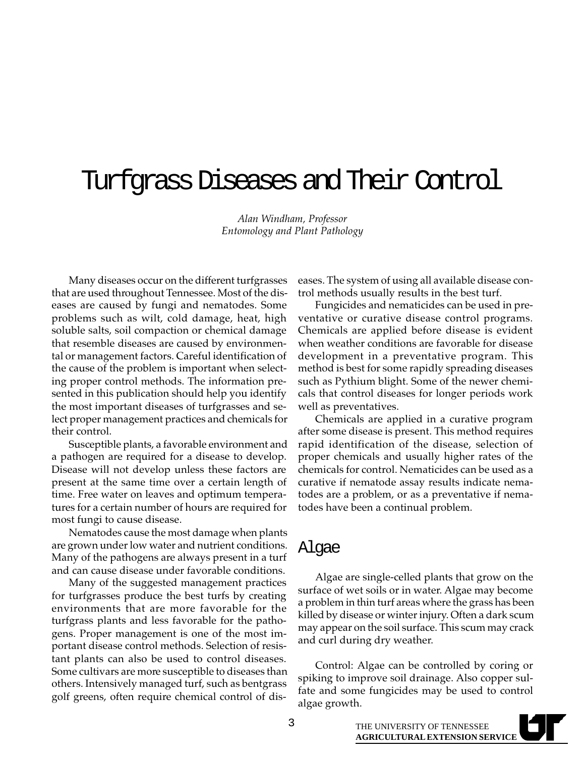# Turfgrass Diseases and Their Control

*Alan Windham, Professor*
*Entomology and Plant Pathology*

Many diseases occur on the different turfgrasses that are used throughout Tennessee. Most of the diseases are caused by fungi and nematodes. Some problems such as wilt, cold damage, heat, high soluble salts, soil compaction or chemical damage that resemble diseases are caused by environmental or management factors. Careful identification of the cause of the problem is important when selecting proper control methods. The information presented in this publication should help you identify the most important diseases of turfgrasses and select proper management practices and chemicals for their control.

Susceptible plants, a favorable environment and a pathogen are required for a disease to develop. Disease will not develop unless these factors are present at the same time over a certain length of time. Free water on leaves and optimum temperatures for a certain number of hours are required for most fungi to cause disease.

Nematodes cause the most damage when plants are grown under low water and nutrient conditions. Many of the pathogens are always present in a turf and can cause disease under favorable conditions.

Many of the suggested management practices for turfgrasses produce the best turfs by creating environments that are more favorable for the turfgrass plants and less favorable for the pathogens. Proper management is one of the most important disease control methods. Selection of resistant plants can also be used to control diseases. Some cultivars are more susceptible to diseases than others. Intensively managed turf, such as bentgrass golf greens, often require chemical control of diseases. The system of using all available disease control methods usually results in the best turf.

Fungicides and nematicides can be used in preventative or curative disease control programs. Chemicals are applied before disease is evident when weather conditions are favorable for disease development in a preventative program. This method is best for some rapidly spreading diseases such as Pythium blight. Some of the newer chemicals that control diseases for longer periods work well as preventatives.

Chemicals are applied in a curative program after some disease is present. This method requires rapid identification of the disease, selection of proper chemicals and usually higher rates of the chemicals for control. Nematicides can be used as a curative if nematode assay results indicate nematodes are a problem, or as a preventative if nematodes have been a continual problem.

## Algae

Algae are single-celled plants that grow on the surface of wet soils or in water. Algae may become a problem in thin turf areas where the grass has been killed by disease or winter injury. Often a dark scum may appear on the soil surface. This scum may crack and curl during dry weather.

Control: Algae can be controlled by coring or spiking to improve soil drainage. Also copper sulfate and some fungicides may be used to control algae growth.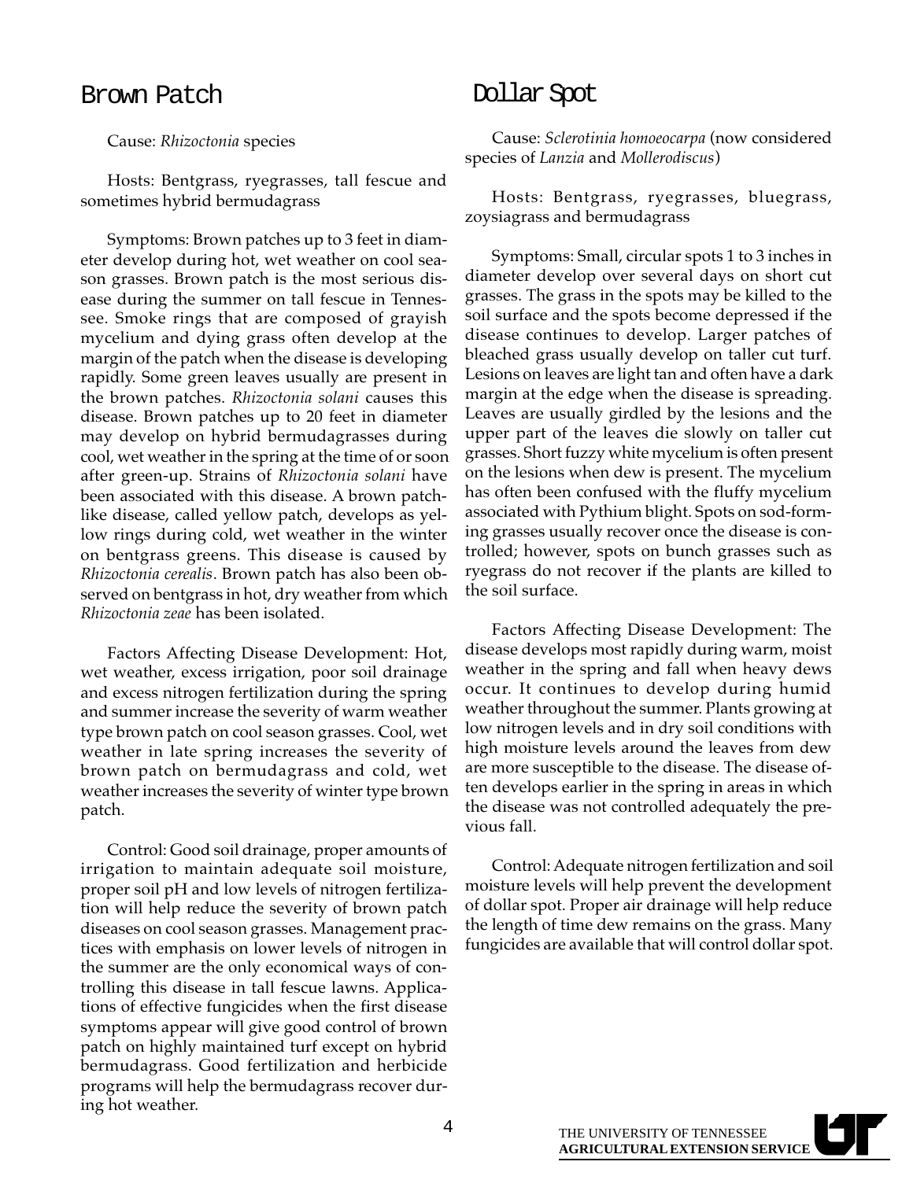## Brown Patch

Cause: *Rhizoctonia* species

Hosts: Bentgrass, ryegrasses, tall fescue and sometimes hybrid bermudagrass

Symptoms: Brown patches up to 3 feet in diameter develop during hot, wet weather on cool season grasses. Brown patch is the most serious disease during the summer on tall fescue in Tennessee. Smoke rings that are composed of grayish mycelium and dying grass often develop at the margin of the patch when the disease is developing rapidly. Some green leaves usually are present in the brown patches. *Rhizoctonia solani* causes this disease. Brown patches up to 20 feet in diameter may develop on hybrid bermudagrasses during cool, wet weather in the spring at the time of or soon after green-up. Strains of *Rhizoctonia solani* have been associated with this disease. A brown patch-like disease, called yellow patch, develops as yellow rings during cold, wet weather in the winter on bentgrass greens. This disease is caused by *Rhizoctonia cerealis*. Brown patch has also been observed on bentgrass in hot, dry weather from which *Rhizoctonia zeae* has been isolated.

Factors Affecting Disease Development: Hot, wet weather, excess irrigation, poor soil drainage and excess nitrogen fertilization during the spring and summer increase the severity of warm weather type brown patch on cool season grasses. Cool, wet weather in late spring increases the severity of brown patch on bermudagrass and cold, wet weather increases the severity of winter type brown patch.

Control: Good soil drainage, proper amounts of irrigation to maintain adequate soil moisture, proper soil pH and low levels of nitrogen fertilization will help reduce the severity of brown patch diseases on cool season grasses. Management practices with emphasis on lower levels of nitrogen in the summer are the only economical ways of controlling this disease in tall fescue lawns. Applications of effective fungicides when the first disease symptoms appear will give good control of brown patch on highly maintained turf except on hybrid bermudagrass. Good fertilization and herbicide programs will help the bermudagrass recover during hot weather.

## Dollar Spot

Cause: *Sclerotinia homoeocarpa* (now considered species of *Lanzia* and *Mollerodiscus*)

Hosts: Bentgrass, ryegrasses, bluegrass, zoysiagrass and bermudagrass

Symptoms: Small, circular spots 1 to 3 inches in diameter develop over several days on short cut grasses. The grass in the spots may be killed to the soil surface and the spots become depressed if the disease continues to develop. Larger patches of bleached grass usually develop on taller cut turf. Lesions on leaves are light tan and often have a dark margin at the edge when the disease is spreading. Leaves are usually girdled by the lesions and the upper part of the leaves die slowly on taller cut grasses. Short fuzzy white mycelium is often present on the lesions when dew is present. The mycelium has often been confused with the fluffy mycelium associated with Pythium blight. Spots on sod-forming grasses usually recover once the disease is controlled; however, spots on bunch grasses such as ryegrass do not recover if the plants are killed to the soil surface.

Factors Affecting Disease Development: The disease develops most rapidly during warm, moist weather in the spring and fall when heavy dews occur. It continues to develop during humid weather throughout the summer. Plants growing at low nitrogen levels and in dry soil conditions with high moisture levels around the leaves from dew are more susceptible to the disease. The disease often develops earlier in the spring in areas in which the disease was not controlled adequately the previous fall.

Control: Adequate nitrogen fertilization and soil moisture levels will help prevent the development of dollar spot. Proper air drainage will help reduce the length of time dew remains on the grass. Many fungicides are available that will control dollar spot.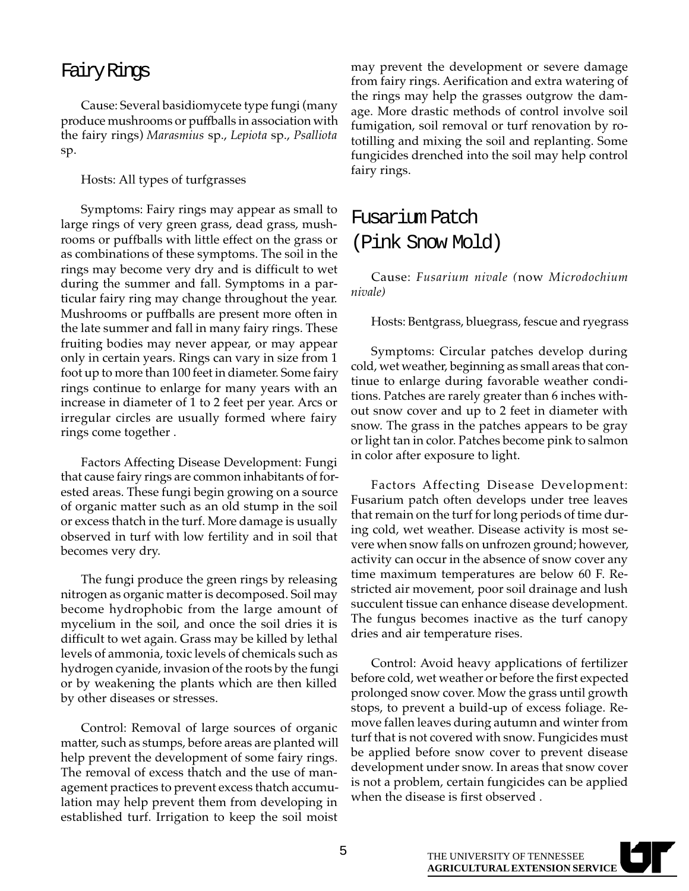## Fairy Rings

Cause: Several basidiomycete type fungi (many produce mushrooms or puffballs in association with the fairy rings) *Marasmius* sp., *Lepiota* sp., *Psalliota* sp.

Hosts: All types of turfgrasses

Symptoms: Fairy rings may appear as small to large rings of very green grass, dead grass, mushrooms or puffballs with little effect on the grass or as combinations of these symptoms. The soil in the rings may become very dry and is difficult to wet during the summer and fall. Symptoms in a particular fairy ring may change throughout the year. Mushrooms or puffballs are present more often in the late summer and fall in many fairy rings. These fruiting bodies may never appear, or may appear only in certain years. Rings can vary in size from 1 foot up to more than 100 feet in diameter. Some fairy rings continue to enlarge for many years with an increase in diameter of 1 to 2 feet per year. Arcs or irregular circles are usually formed where fairy rings come together .

Factors Affecting Disease Development: Fungi that cause fairy rings are common inhabitants of forested areas. These fungi begin growing on a source of organic matter such as an old stump in the soil or excess thatch in the turf. More damage is usually observed in turf with low fertility and in soil that becomes very dry.

The fungi produce the green rings by releasing nitrogen as organic matter is decomposed. Soil may become hydrophobic from the large amount of mycelium in the soil, and once the soil dries it is difficult to wet again. Grass may be killed by lethal levels of ammonia, toxic levels of chemicals such as hydrogen cyanide, invasion of the roots by the fungi or by weakening the plants which are then killed by other diseases or stresses.

Control: Removal of large sources of organic matter, such as stumps, before areas are planted will help prevent the development of some fairy rings. The removal of excess thatch and the use of management practices to prevent excess thatch accumulation may help prevent them from developing in established turf. Irrigation to keep the soil moist may prevent the development or severe damage from fairy rings. Aerification and extra watering of the rings may help the grasses outgrow the damage. More drastic methods of control involve soil fumigation, soil removal or turf renovation by rototilling and mixing the soil and replanting. Some fungicides drenched into the soil may help control fairy rings.

## Fusarium Patch (Pink Snow Mold)

Cause: *Fusarium nivale* (now *Microdochium nivale)*

Hosts: Bentgrass, bluegrass, fescue and ryegrass

Symptoms: Circular patches develop during cold, wet weather, beginning as small areas that continue to enlarge during favorable weather conditions. Patches are rarely greater than 6 inches without snow cover and up to 2 feet in diameter with snow. The grass in the patches appears to be gray or light tan in color. Patches become pink to salmon in color after exposure to light.

Factors Affecting Disease Development: Fusarium patch often develops under tree leaves that remain on the turf for long periods of time during cold, wet weather. Disease activity is most severe when snow falls on unfrozen ground; however, activity can occur in the absence of snow cover any time maximum temperatures are below 60 F. Restricted air movement, poor soil drainage and lush succulent tissue can enhance disease development. The fungus becomes inactive as the turf canopy dries and air temperature rises.

Control: Avoid heavy applications of fertilizer before cold, wet weather or before the first expected prolonged snow cover. Mow the grass until growth stops, to prevent a build-up of excess foliage. Remove fallen leaves during autumn and winter from turf that is not covered with snow. Fungicides must be applied before snow cover to prevent disease development under snow. In areas that snow cover is not a problem, certain fungicides can be applied when the disease is first observed .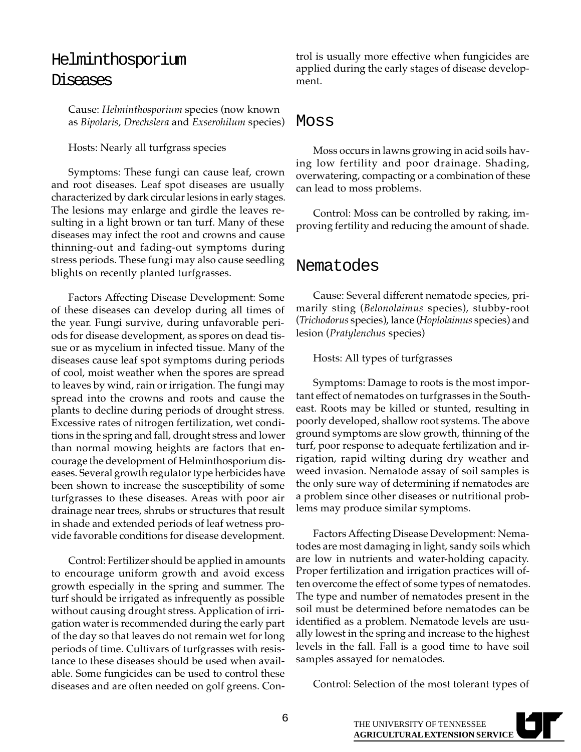## Helminthosporium Diseases

Cause: *Helminthosporium* species (now known as *Bipolaris, Drechslera* and *Exserohilum* species)

Hosts: Nearly all turfgrass species

Symptoms: These fungi can cause leaf, crown and root diseases. Leaf spot diseases are usually characterized by dark circular lesions in early stages. The lesions may enlarge and girdle the leaves resulting in a light brown or tan turf. Many of these diseases may infect the root and crowns and cause thinning-out and fading-out symptoms during stress periods. These fungi may also cause seedling blights on recently planted turfgrasses.

Factors Affecting Disease Development: Some of these diseases can develop during all times of the year. Fungi survive, during unfavorable periods for disease development, as spores on dead tissue or as mycelium in infected tissue. Many of the diseases cause leaf spot symptoms during periods of cool, moist weather when the spores are spread to leaves by wind, rain or irrigation. The fungi may spread into the crowns and roots and cause the plants to decline during periods of drought stress. Excessive rates of nitrogen fertilization, wet conditions in the spring and fall, drought stress and lower than normal mowing heights are factors that encourage the development of Helminthosporium diseases. Several growth regulator type herbicides have been shown to increase the susceptibility of some turfgrasses to these diseases. Areas with poor air drainage near trees, shrubs or structures that result in shade and extended periods of leaf wetness provide favorable conditions for disease development.

Control: Fertilizer should be applied in amounts to encourage uniform growth and avoid excess growth especially in the spring and summer. The turf should be irrigated as infrequently as possible without causing drought stress. Application of irrigation water is recommended during the early part of the day so that leaves do not remain wet for long periods of time. Cultivars of turfgrasses with resistance to these diseases should be used when available. Some fungicides can be used to control these diseases and are often needed on golf greens. Control is usually more effective when fungicides are applied during the early stages of disease development.

## Moss

Moss occurs in lawns growing in acid soils having low fertility and poor drainage. Shading, overwatering, compacting or a combination of these can lead to moss problems.

Control: Moss can be controlled by raking, improving fertility and reducing the amount of shade.

## Nematodes

Cause: Several different nematode species, primarily sting (*Belonolaimus* species), stubby-root (*Trichodorus* species), lance (*Hoplolaimus* species) and lesion (*Pratylenchus* species)

Hosts: All types of turfgrasses

Symptoms: Damage to roots is the most important effect of nematodes on turfgrasses in the Southeast. Roots may be killed or stunted, resulting in poorly developed, shallow root systems. The above ground symptoms are slow growth, thinning of the turf, poor response to adequate fertilization and irrigation, rapid wilting during dry weather and weed invasion. Nematode assay of soil samples is the only sure way of determining if nematodes are a problem since other diseases or nutritional problems may produce similar symptoms.

Factors Affecting Disease Development: Nematodes are most damaging in light, sandy soils which are low in nutrients and water-holding capacity. Proper fertilization and irrigation practices will often overcome the effect of some types of nematodes. The type and number of nematodes present in the soil must be determined before nematodes can be identified as a problem. Nematode levels are usually lowest in the spring and increase to the highest levels in the fall. Fall is a good time to have soil samples assayed for nematodes.

Control: Selection of the most tolerant types of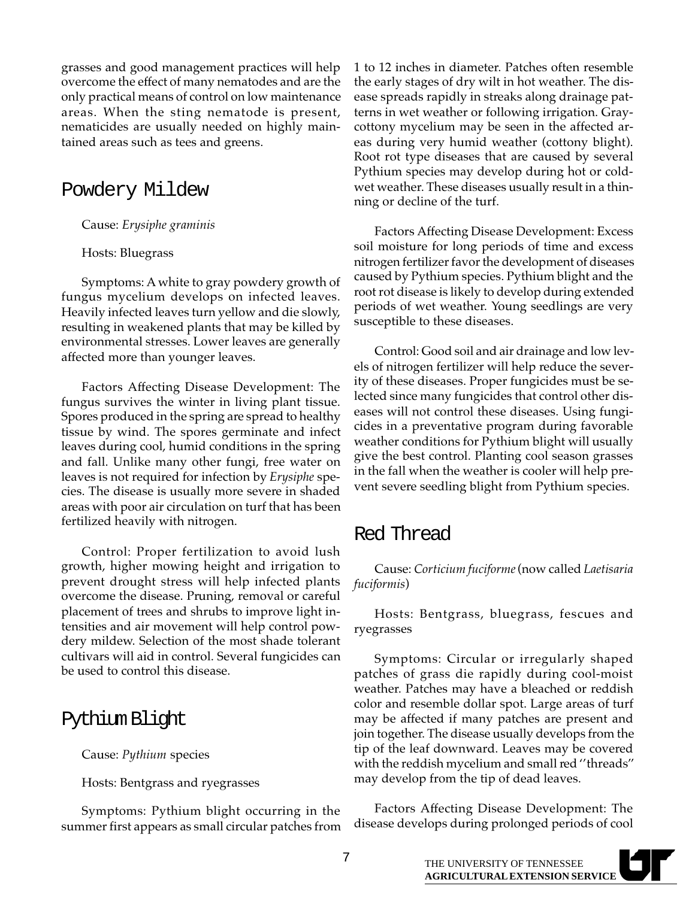grasses and good management practices will help overcome the effect of many nematodes and are the only practical means of control on low maintenance areas. When the sting nematode is present, nematicides are usually needed on highly maintained areas such as tees and greens.

## Powdery Mildew

Cause: *Erysiphe graminis*

Hosts: Bluegrass

Symptoms: A white to gray powdery growth of fungus mycelium develops on infected leaves. Heavily infected leaves turn yellow and die slowly, resulting in weakened plants that may be killed by environmental stresses. Lower leaves are generally affected more than younger leaves.

Factors Affecting Disease Development: The fungus survives the winter in living plant tissue. Spores produced in the spring are spread to healthy tissue by wind. The spores germinate and infect leaves during cool, humid conditions in the spring and fall. Unlike many other fungi, free water on leaves is not required for infection by *Erysiphe* species. The disease is usually more severe in shaded areas with poor air circulation on turf that has been fertilized heavily with nitrogen.

Control: Proper fertilization to avoid lush growth, higher mowing height and irrigation to prevent drought stress will help infected plants overcome the disease. Pruning, removal or careful placement of trees and shrubs to improve light intensities and air movement will help control powdery mildew. Selection of the most shade tolerant cultivars will aid in control. Several fungicides can be used to control this disease.

## Pythium Blight

Cause: *Pythium* species

Hosts: Bentgrass and ryegrasses

Symptoms: Pythium blight occurring in the summer first appears as small circular patches from 1 to 12 inches in diameter. Patches often resemble the early stages of dry wilt in hot weather. The disease spreads rapidly in streaks along drainage patterns in wet weather or following irrigation. Gray-cottony mycelium may be seen in the affected areas during very humid weather (cottony blight). Root rot type diseases that are caused by several Pythium species may develop during hot or cold-wet weather. These diseases usually result in a thinning or decline of the turf.

Factors Affecting Disease Development: Excess soil moisture for long periods of time and excess nitrogen fertilizer favor the development of diseases caused by Pythium species. Pythium blight and the root rot disease is likely to develop during extended periods of wet weather. Young seedlings are very susceptible to these diseases.

Control: Good soil and air drainage and low levels of nitrogen fertilizer will help reduce the severity of these diseases. Proper fungicides must be selected since many fungicides that control other diseases will not control these diseases. Using fungicides in a preventative program during favorable weather conditions for Pythium blight will usually give the best control. Planting cool season grasses in the fall when the weather is cooler will help prevent severe seedling blight from Pythium species.

## Red Thread

Cause: *Corticium fuciforme* (now called *Laetisaria fuciformis*)

Hosts: Bentgrass, bluegrass, fescues and ryegrasses

Symptoms: Circular or irregularly shaped patches of grass die rapidly during cool-moist weather. Patches may have a bleached or reddish color and resemble dollar spot. Large areas of turf may be affected if many patches are present and join together. The disease usually develops from the tip of the leaf downward. Leaves may be covered with the reddish mycelium and small red ''threads'' may develop from the tip of dead leaves.

Factors Affecting Disease Development: The disease develops during prolonged periods of cool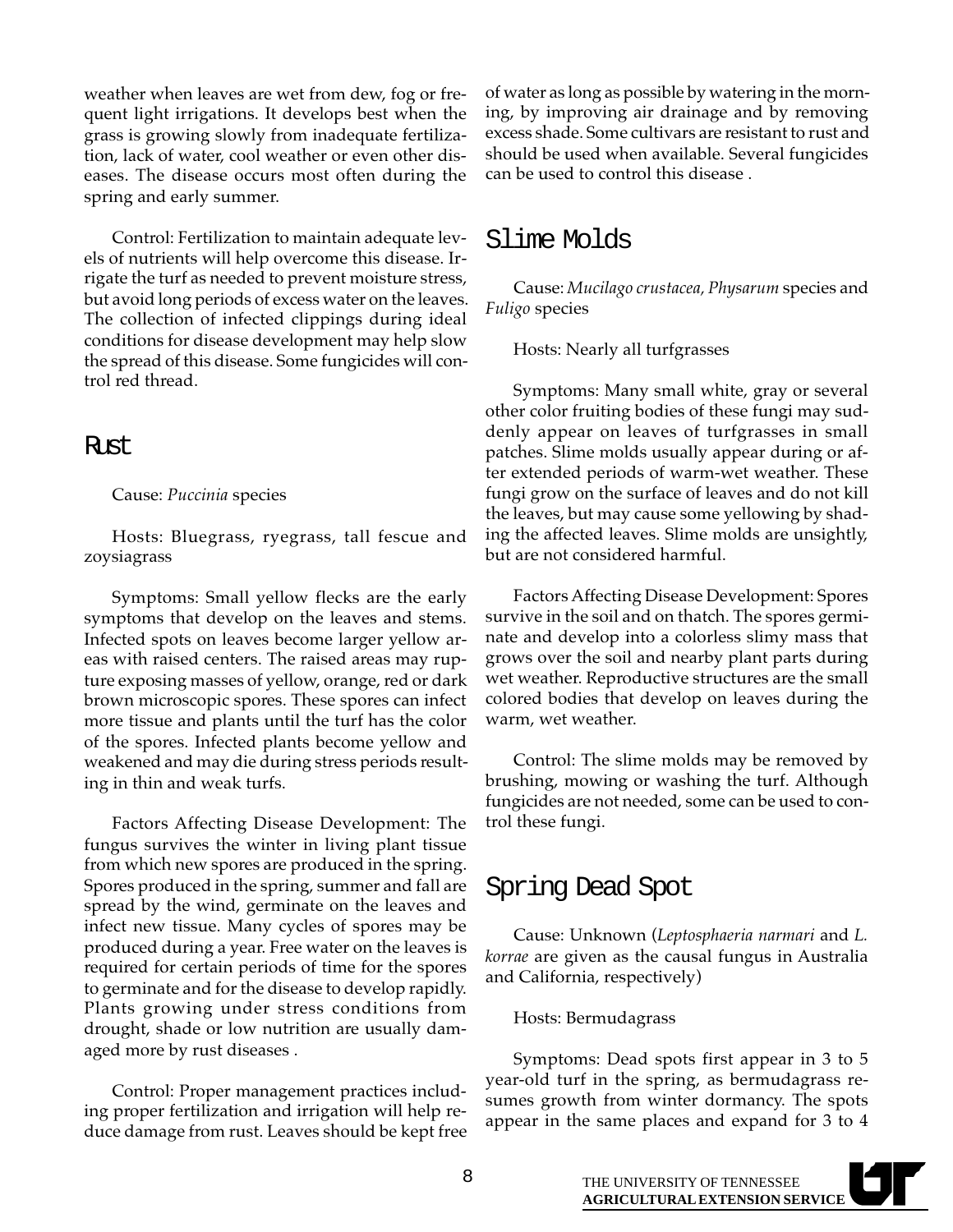weather when leaves are wet from dew, fog or frequent light irrigations. It develops best when the grass is growing slowly from inadequate fertilization, lack of water, cool weather or even other diseases. The disease occurs most often during the spring and early summer.

Control: Fertilization to maintain adequate levels of nutrients will help overcome this disease. Irrigate the turf as needed to prevent moisture stress, but avoid long periods of excess water on the leaves. The collection of infected clippings during ideal conditions for disease development may help slow the spread of this disease. Some fungicides will control red thread.

## Rust

Cause: *Puccinia* species

Hosts: Bluegrass, ryegrass, tall fescue and zoysiagrass

Symptoms: Small yellow flecks are the early symptoms that develop on the leaves and stems. Infected spots on leaves become larger yellow areas with raised centers. The raised areas may rupture exposing masses of yellow, orange, red or dark brown microscopic spores. These spores can infect more tissue and plants until the turf has the color of the spores. Infected plants become yellow and weakened and may die during stress periods resulting in thin and weak turfs.

Factors Affecting Disease Development: The fungus survives the winter in living plant tissue from which new spores are produced in the spring. Spores produced in the spring, summer and fall are spread by the wind, germinate on the leaves and infect new tissue. Many cycles of spores may be produced during a year. Free water on the leaves is required for certain periods of time for the spores to germinate and for the disease to develop rapidly. Plants growing under stress conditions from drought, shade or low nutrition are usually damaged more by rust diseases .

Control: Proper management practices including proper fertilization and irrigation will help reduce damage from rust. Leaves should be kept free of water as long as possible by watering in the morning, by improving air drainage and by removing excess shade. Some cultivars are resistant to rust and should be used when available. Several fungicides can be used to control this disease .

## Slime Molds

Cause: *Mucilago crustacea, Physarum* species and *Fuligo* species

Hosts: Nearly all turfgrasses

Symptoms: Many small white, gray or several other color fruiting bodies of these fungi may suddenly appear on leaves of turfgrasses in small patches. Slime molds usually appear during or after extended periods of warm-wet weather. These fungi grow on the surface of leaves and do not kill the leaves, but may cause some yellowing by shading the affected leaves. Slime molds are unsightly, but are not considered harmful.

Factors Affecting Disease Development: Spores survive in the soil and on thatch. The spores germinate and develop into a colorless slimy mass that grows over the soil and nearby plant parts during wet weather. Reproductive structures are the small colored bodies that develop on leaves during the warm, wet weather.

Control: The slime molds may be removed by brushing, mowing or washing the turf. Although fungicides are not needed, some can be used to control these fungi.

## Spring Dead Spot

Cause: Unknown (*Leptosphaeria narmari* and *L. korrae* are given as the causal fungus in Australia and California, respectively)

Hosts: Bermudagrass

Symptoms: Dead spots first appear in 3 to 5 year-old turf in the spring, as bermudagrass resumes growth from winter dormancy. The spots appear in the same places and expand for 3 to 4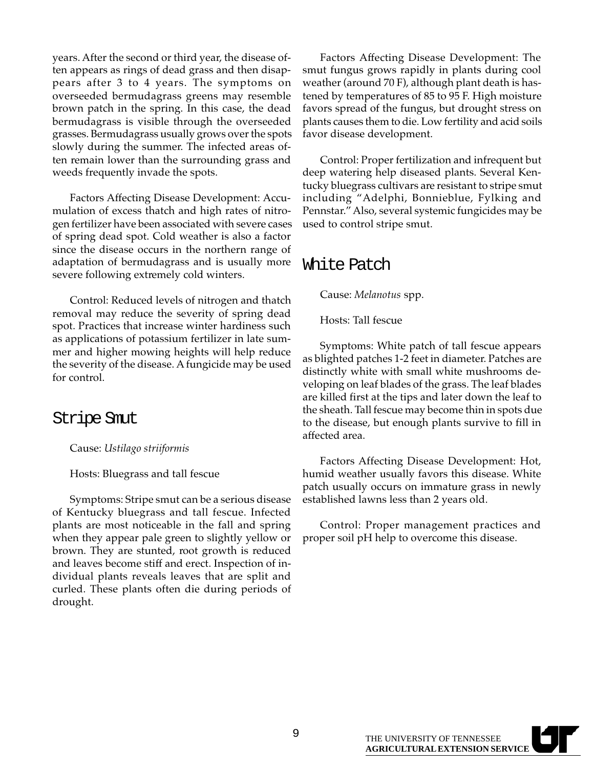years. After the second or third year, the disease often appears as rings of dead grass and then disappears after 3 to 4 years. The symptoms on overseeded bermudagrass greens may resemble brown patch in the spring. In this case, the dead bermudagrass is visible through the overseeded grasses. Bermudagrass usually grows over the spots slowly during the summer. The infected areas often remain lower than the surrounding grass and weeds frequently invade the spots.

Factors Affecting Disease Development: Accumulation of excess thatch and high rates of nitrogen fertilizer have been associated with severe cases of spring dead spot. Cold weather is also a factor since the disease occurs in the northern range of adaptation of bermudagrass and is usually more severe following extremely cold winters.

Control: Reduced levels of nitrogen and thatch removal may reduce the severity of spring dead spot. Practices that increase winter hardiness such as applications of potassium fertilizer in late summer and higher mowing heights will help reduce the severity of the disease. A fungicide may be used for control.

## Stripe Smut

Cause: *Ustilago striiformis*

Hosts: Bluegrass and tall fescue

Symptoms: Stripe smut can be a serious disease of Kentucky bluegrass and tall fescue. Infected plants are most noticeable in the fall and spring when they appear pale green to slightly yellow or brown. They are stunted, root growth is reduced and leaves become stiff and erect. Inspection of individual plants reveals leaves that are split and curled. These plants often die during periods of drought.

Factors Affecting Disease Development: The smut fungus grows rapidly in plants during cool weather (around 70 F), although plant death is hastened by temperatures of 85 to 95 F. High moisture favors spread of the fungus, but drought stress on plants causes them to die. Low fertility and acid soils favor disease development.

Control: Proper fertilization and infrequent but deep watering help diseased plants. Several Kentucky bluegrass cultivars are resistant to stripe smut including "Adelphi, Bonnieblue, Fylking and Pennstar." Also, several systemic fungicides may be used to control stripe smut.

## White Patch

Cause: *Melanotus* spp.

Hosts: Tall fescue

Symptoms: White patch of tall fescue appears as blighted patches 1-2 feet in diameter. Patches are distinctly white with small white mushrooms developing on leaf blades of the grass. The leaf blades are killed first at the tips and later down the leaf to the sheath. Tall fescue may become thin in spots due to the disease, but enough plants survive to fill in affected area.

Factors Affecting Disease Development: Hot, humid weather usually favors this disease. White patch usually occurs on immature grass in newly established lawns less than 2 years old.

Control: Proper management practices and proper soil pH help to overcome this disease.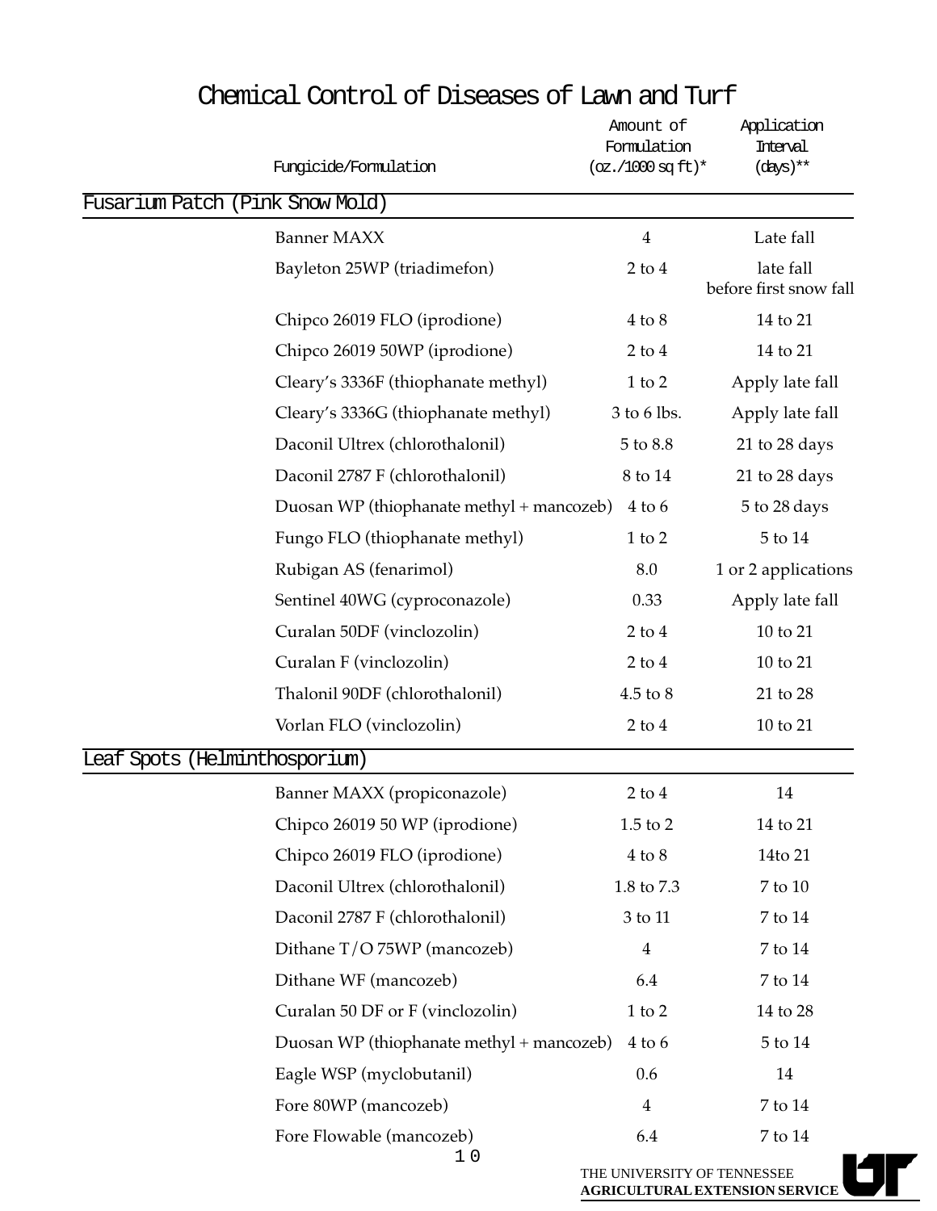# Chemical Control of Diseases of Lawn and Turf

| Fungicide/Formulation | Amount of Formulation (oz./1000 sq ft)* | Application Interval (days)** |
|---|---|---|
| **Fusarium Patch (Pink Snow Mold)** | | |
| Banner MAXX | 4 | Late fall |
| Bayleton 25WP (triadimefon) | 2 to 4 | late fall before first snow fall |
| Chipco 26019 FLO (iprodione) | 4 to 8 | 14 to 21 |
| Chipco 26019 50WP (iprodione) | 2 to 4 | 14 to 21 |
| Cleary's 3336F (thiophanate methyl) | 1 to 2 | Apply late fall |
| Cleary's 3336G (thiophanate methyl) | 3 to 6 lbs. | Apply late fall |
| Daconil Ultrex (chlorothalonil) | 5 to 8.8 | 21 to 28 days |
| Daconil 2787 F (chlorothalonil) | 8 to 14 | 21 to 28 days |
| Duosan WP (thiophanate methyl + mancozeb) | 4 to 6 | 5 to 28 days |
| Fungo FLO (thiophanate methyl) | 1 to 2 | 5 to 14 |
| Rubigan AS (fenarimol) | 8.0 | 1 or 2 applications |
| Sentinel 40WG (cyproconazole) | 0.33 | Apply late fall |
| Curalan 50DF (vinclozolin) | 2 to 4 | 10 to 21 |
| Curalan F (vinclozolin) | 2 to 4 | 10 to 21 |
| Thalonil 90DF (chlorothalonil) | 4.5 to 8 | 21 to 28 |
| Vorlan FLO (vinclozolin) | 2 to 4 | 10 to 21 |
| **Leaf Spots (Helminthosporium)** | | |
| Banner MAXX (propiconazole) | 2 to 4 | 14 |
| Chipco 26019 50 WP (iprodione) | 1.5 to 2 | 14 to 21 |
| Chipco 26019 FLO (iprodione) | 4 to 8 | 14to 21 |
| Daconil Ultrex (chlorothalonil) | 1.8 to 7.3 | 7 to 10 |
| Daconil 2787 F (chlorothalonil) | 3 to 11 | 7 to 14 |
| Dithane T/O 75WP (mancozeb) | 4 | 7 to 14 |
| Dithane WF (mancozeb) | 6.4 | 7 to 14 |
| Curalan 50 DF or F (vinclozolin) | 1 to 2 | 14 to 28 |
| Duosan WP (thiophanate methyl + mancozeb) | 4 to 6 | 5 to 14 |
| Eagle WSP (myclobutanil) | 0.6 | 14 |
| Fore 80WP (mancozeb) | 4 | 7 to 14 |
| Fore Flowable (mancozeb) | 6.4 | 7 to 14 |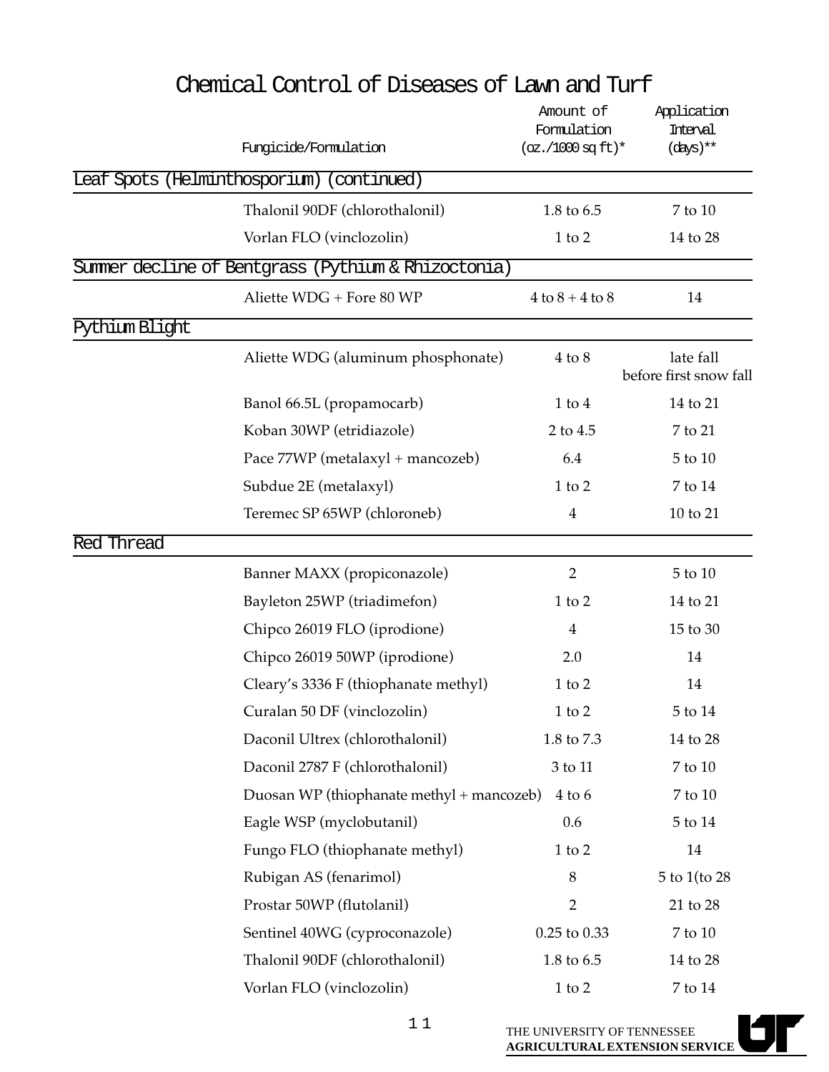# Chemical Control of Diseases of Lawn and Turf

| | Fungicide/Formulation | Amount of Formulation (oz./1000 sq ft)* | Application Interval (days)** |
|---|---|---|---|
| **Leaf Spots (Helminthosporium) (continued)** | | | |
| | Thalonil 90DF (chlorothalonil) | 1.8 to 6.5 | 7 to 10 |
| | Vorlan FLO (vinclozolin) | 1 to 2 | 14 to 28 |
| **Summer decline of Bentgrass (Pythium & Rhizoctonia)** | | | |
| | Aliette WDG + Fore 80 WP | 4 to 8 + 4 to 8 | 14 |
| **Pythium Blight** | | | |
| | Aliette WDG (aluminum phosphonate) | 4 to 8 | late fall before first snow fall |
| | Banol 66.5L (propamocarb) | 1 to 4 | 14 to 21 |
| | Koban 30WP (etridiazole) | 2 to 4.5 | 7 to 21 |
| | Pace 77WP (metalaxyl + mancozeb) | 6.4 | 5 to 10 |
| | Subdue 2E (metalaxyl) | 1 to 2 | 7 to 14 |
| | Teremec SP 65WP (chloroneb) | 4 | 10 to 21 |
| **Red Thread** | | | |
| | Banner MAXX (propiconazole) | 2 | 5 to 10 |
| | Bayleton 25WP (triadimefon) | 1 to 2 | 14 to 21 |
| | Chipco 26019 FLO (iprodione) | 4 | 15 to 30 |
| | Chipco 26019 50WP (iprodione) | 2.0 | 14 |
| | Cleary's 3336 F (thiophanate methyl) | 1 to 2 | 14 |
| | Curalan 50 DF (vinclozolin) | 1 to 2 | 5 to 14 |
| | Daconil Ultrex (chlorothalonil) | 1.8 to 7.3 | 14 to 28 |
| | Daconil 2787 F (chlorothalonil) | 3 to 11 | 7 to 10 |
| | Duosan WP (thiophanate methyl + mancozeb) | 4 to 6 | 7 to 10 |
| | Eagle WSP (myclobutanil) | 0.6 | 5 to 14 |
| | Fungo FLO (thiophanate methyl) | 1 to 2 | 14 |
| | Rubigan AS (fenarimol) | 8 | 5 to 1(to 28 |
| | Prostar 50WP (flutolanil) | 2 | 21 to 28 |
| | Sentinel 40WG (cyproconazole) | 0.25 to 0.33 | 7 to 10 |
| | Thalonil 90DF (chlorothalonil) | 1.8 to 6.5 | 14 to 28 |
| | Vorlan FLO (vinclozolin) | 1 to 2 | 7 to 14 |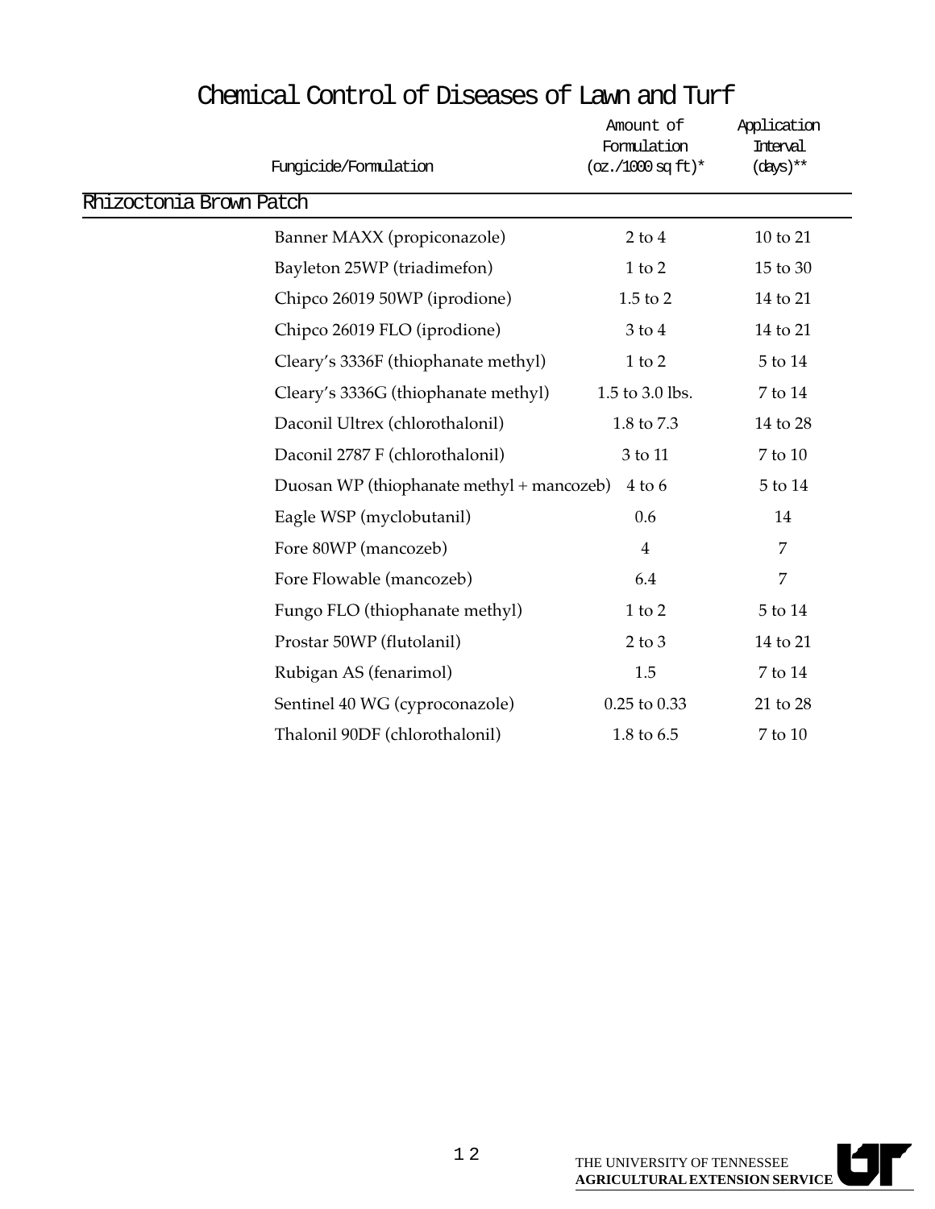# Chemical Control of Diseases of Lawn and Turf

| Fungicide/Formulation | Amount of Formulation (oz./1000 sq ft)* | Application Interval (days)** |
|---|---|---|
| **Rhizoctonia Brown Patch** | | |
| Banner MAXX (propiconazole) | 2 to 4 | 10 to 21 |
| Bayleton 25WP (triadimefon) | 1 to 2 | 15 to 30 |
| Chipco 26019 50WP (iprodione) | 1.5 to 2 | 14 to 21 |
| Chipco 26019 FLO (iprodione) | 3 to 4 | 14 to 21 |
| Cleary's 3336F (thiophanate methyl) | 1 to 2 | 5 to 14 |
| Cleary's 3336G (thiophanate methyl) | 1.5 to 3.0 lbs. | 7 to 14 |
| Daconil Ultrex (chlorothalonil) | 1.8 to 7.3 | 14 to 28 |
| Daconil 2787 F (chlorothalonil) | 3 to 11 | 7 to 10 |
| Duosan WP (thiophanate methyl + mancozeb) | 4 to 6 | 5 to 14 |
| Eagle WSP (myclobutanil) | 0.6 | 14 |
| Fore 80WP (mancozeb) | 4 | 7 |
| Fore Flowable (mancozeb) | 6.4 | 7 |
| Fungo FLO (thiophanate methyl) | 1 to 2 | 5 to 14 |
| Prostar 50WP (flutolanil) | 2 to 3 | 14 to 21 |
| Rubigan AS (fenarimol) | 1.5 | 7 to 14 |
| Sentinel 40 WG (cyproconazole) | 0.25 to 0.33 | 21 to 28 |
| Thalonil 90DF (chlorothalonil) | 1.8 to 6.5 | 7 to 10 |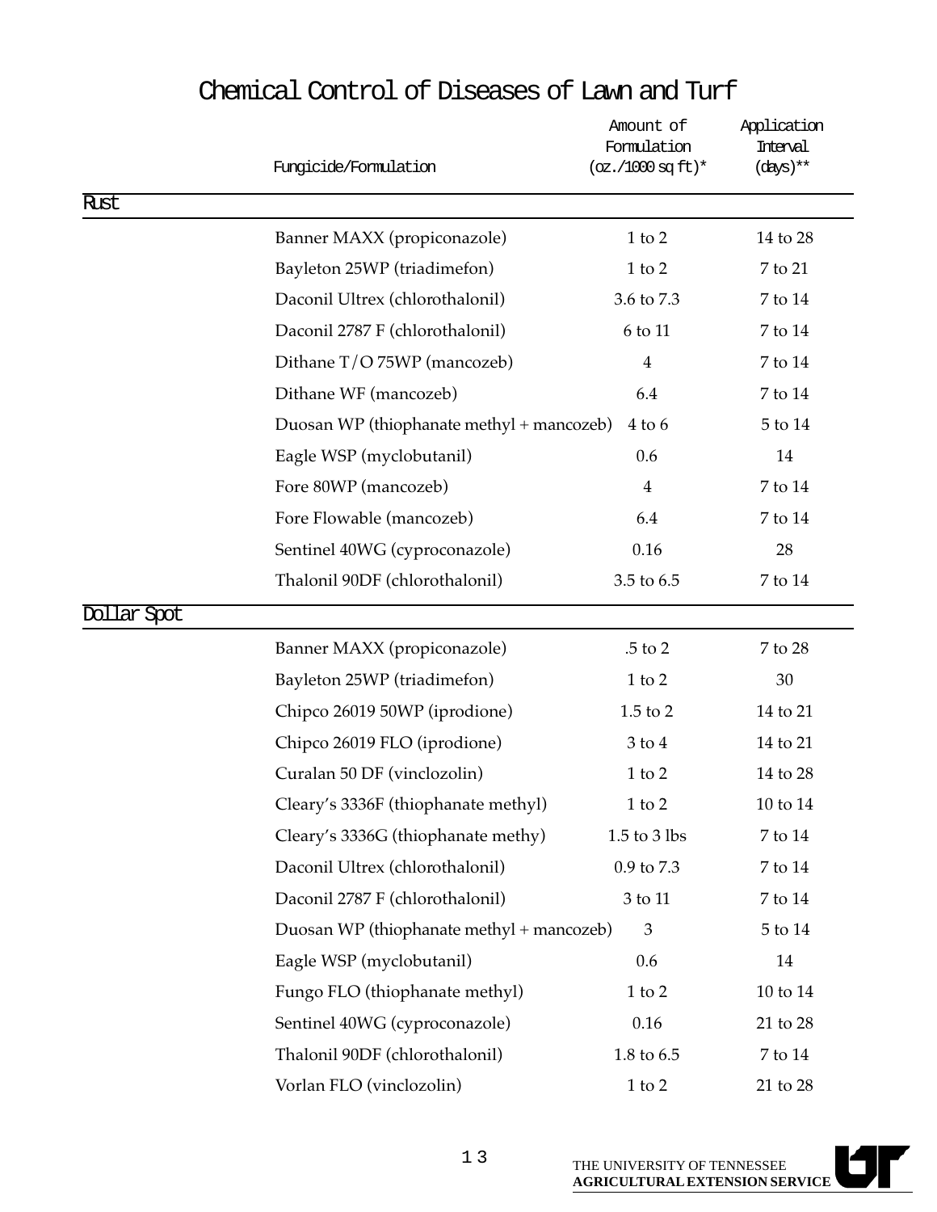# Chemical Control of Diseases of Lawn and Turf

| | Fungicide/Formulation | Amount of Formulation (oz./1000 sq ft)* | Application Interval (days)** |
|---|---|---|---|
| **Rust** | | | |
| | Banner MAXX (propiconazole) | 1 to 2 | 14 to 28 |
| | Bayleton 25WP (triadimefon) | 1 to 2 | 7 to 21 |
| | Daconil Ultrex (chlorothalonil) | 3.6 to 7.3 | 7 to 14 |
| | Daconil 2787 F (chlorothalonil) | 6 to 11 | 7 to 14 |
| | Dithane T/O 75WP (mancozeb) | 4 | 7 to 14 |
| | Dithane WF (mancozeb) | 6.4 | 7 to 14 |
| | Duosan WP (thiophanate methyl + mancozeb) | 4 to 6 | 5 to 14 |
| | Eagle WSP (myclobutanil) | 0.6 | 14 |
| | Fore 80WP (mancozeb) | 4 | 7 to 14 |
| | Fore Flowable (mancozeb) | 6.4 | 7 to 14 |
| | Sentinel 40WG (cyproconazole) | 0.16 | 28 |
| | Thalonil 90DF (chlorothalonil) | 3.5 to 6.5 | 7 to 14 |
| **Dollar Spot** | | | |
| | Banner MAXX (propiconazole) | .5 to 2 | 7 to 28 |
| | Bayleton 25WP (triadimefon) | 1 to 2 | 30 |
| | Chipco 26019 50WP (iprodione) | 1.5 to 2 | 14 to 21 |
| | Chipco 26019 FLO (iprodione) | 3 to 4 | 14 to 21 |
| | Curalan 50 DF (vinclozolin) | 1 to 2 | 14 to 28 |
| | Cleary's 3336F (thiophanate methyl) | 1 to 2 | 10 to 14 |
| | Cleary's 3336G (thiophanate methy) | 1.5 to 3 lbs | 7 to 14 |
| | Daconil Ultrex (chlorothalonil) | 0.9 to 7.3 | 7 to 14 |
| | Daconil 2787 F (chlorothalonil) | 3 to 11 | 7 to 14 |
| | Duosan WP (thiophanate methyl + mancozeb) | 3 | 5 to 14 |
| | Eagle WSP (myclobutanil) | 0.6 | 14 |
| | Fungo FLO (thiophanate methyl) | 1 to 2 | 10 to 14 |
| | Sentinel 40WG (cyproconazole) | 0.16 | 21 to 28 |
| | Thalonil 90DF (chlorothalonil) | 1.8 to 6.5 | 7 to 14 |
| | Vorlan FLO (vinclozolin) | 1 to 2 | 21 to 28 |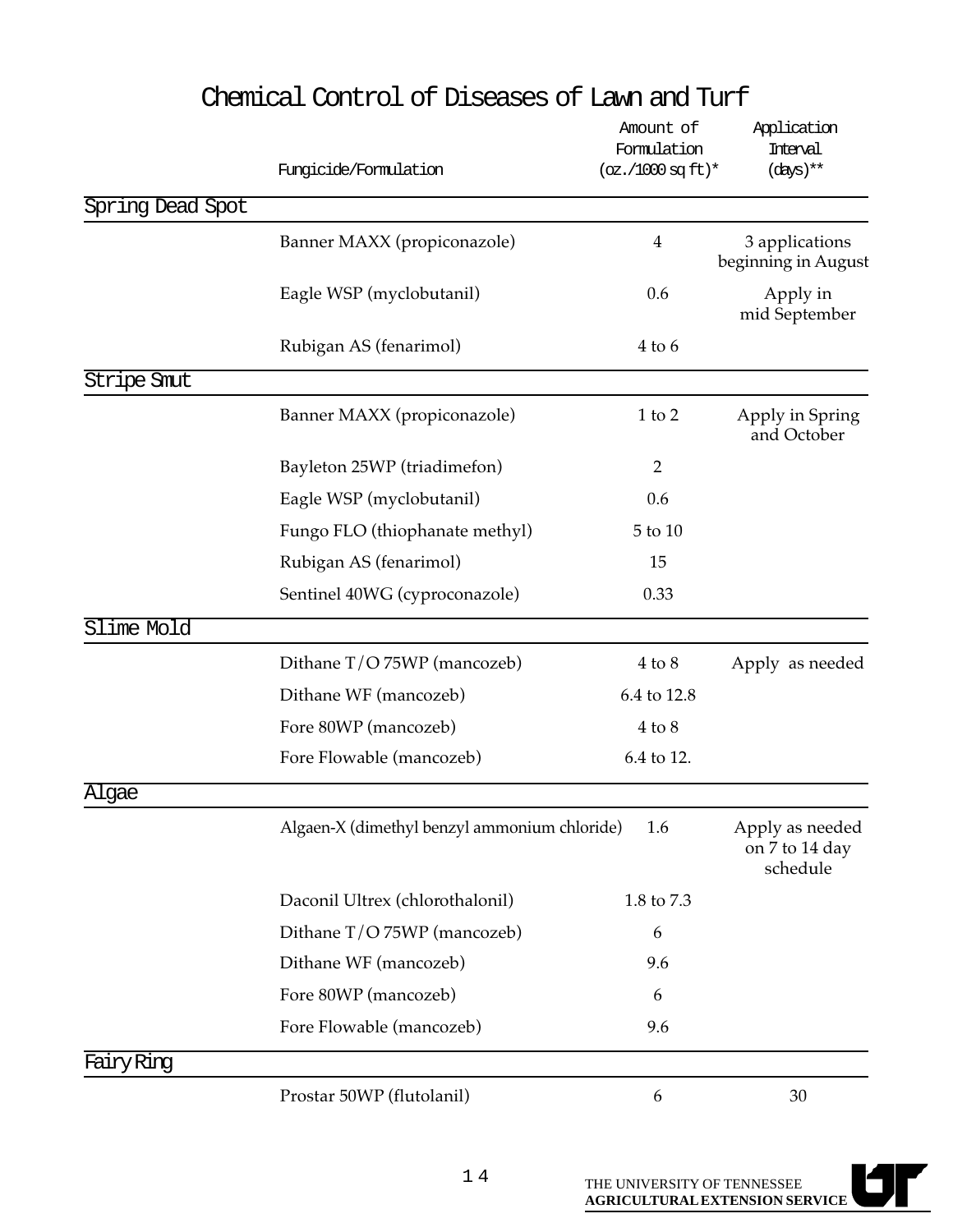# Chemical Control of Diseases of Lawn and Turf

| | Fungicide/Formulation | Amount of Formulation (oz./1000 sq ft)* | Application Interval (days)** |
|---|---|---|---|
| **Spring Dead Spot** | | | |
| | Banner MAXX (propiconazole) | 4 | 3 applications beginning in August |
| | Eagle WSP (myclobutanil) | 0.6 | Apply in mid September |
| | Rubigan AS (fenarimol) | 4 to 6 | |
| **Stripe Smut** | | | |
| | Banner MAXX (propiconazole) | 1 to 2 | Apply in Spring and October |
| | Bayleton 25WP (triadimefon) | 2 | |
| | Eagle WSP (myclobutanil) | 0.6 | |
| | Fungo FLO (thiophanate methyl) | 5 to 10 | |
| | Rubigan AS (fenarimol) | 15 | |
| | Sentinel 40WG (cyproconazole) | 0.33 | |
| **Slime Mold** | | | |
| | Dithane T/O 75WP (mancozeb) | 4 to 8 | Apply as needed |
| | Dithane WF (mancozeb) | 6.4 to 12.8 | |
| | Fore 80WP (mancozeb) | 4 to 8 | |
| | Fore Flowable (mancozeb) | 6.4 to 12. | |
| **Algae** | | | |
| | Algaen-X (dimethyl benzyl ammonium chloride) | 1.6 | Apply as needed on 7 to 14 day schedule |
| | Daconil Ultrex (chlorothalonil) | 1.8 to 7.3 | |
| | Dithane T/O 75WP (mancozeb) | 6 | |
| | Dithane WF (mancozeb) | 9.6 | |
| | Fore 80WP (mancozeb) | 6 | |
| | Fore Flowable (mancozeb) | 9.6 | |
| **Fairy Ring** | | | |
| | Prostar 50WP (flutolanil) | 6 | 30 |

THE UNIVERSITY OF TENNESSEE
**AGRICULTURAL EXTENSION SERVICE**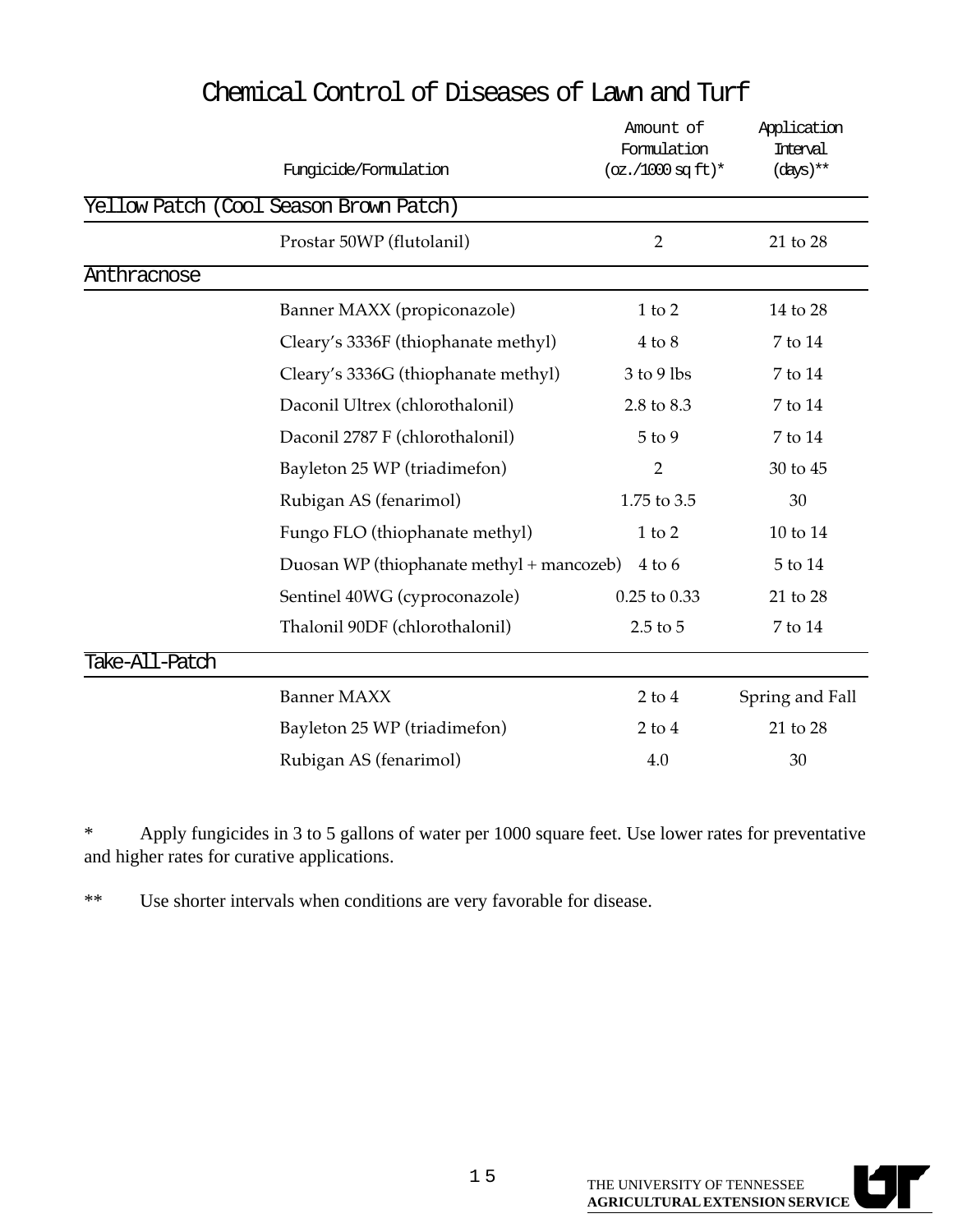# Chemical Control of Diseases of Lawn and Turf

| | Fungicide/Formulation | Amount of Formulation (oz./1000 sq ft)* | Application Interval (days)** |
|---|---|---|---|
| **Yellow Patch (Cool Season Brown Patch)** | | | |
| | Prostar 50WP (flutolanil) | 2 | 21 to 28 |
| **Anthracnose** | | | |
| | Banner MAXX (propiconazole) | 1 to 2 | 14 to 28 |
| | Cleary's 3336F (thiophanate methyl) | 4 to 8 | 7 to 14 |
| | Cleary's 3336G (thiophanate methyl) | 3 to 9 lbs | 7 to 14 |
| | Daconil Ultrex (chlorothalonil) | 2.8 to 8.3 | 7 to 14 |
| | Daconil 2787 F (chlorothalonil) | 5 to 9 | 7 to 14 |
| | Bayleton 25 WP (triadimefon) | 2 | 30 to 45 |
| | Rubigan AS (fenarimol) | 1.75 to 3.5 | 30 |
| | Fungo FLO (thiophanate methyl) | 1 to 2 | 10 to 14 |
| | Duosan WP (thiophanate methyl + mancozeb) | 4 to 6 | 5 to 14 |
| | Sentinel 40WG (cyproconazole) | 0.25 to 0.33 | 21 to 28 |
| | Thalonil 90DF (chlorothalonil) | 2.5 to 5 | 7 to 14 |
| **Take-All-Patch** | | | |
| | Banner MAXX | 2 to 4 | Spring and Fall |
| | Bayleton 25 WP (triadimefon) | 2 to 4 | 21 to 28 |
| | Rubigan AS (fenarimol) | 4.0 | 30 |

\* Apply fungicides in 3 to 5 gallons of water per 1000 square feet. Use lower rates for preventative and higher rates for curative applications.

\** Use shorter intervals when conditions are very favorable for disease.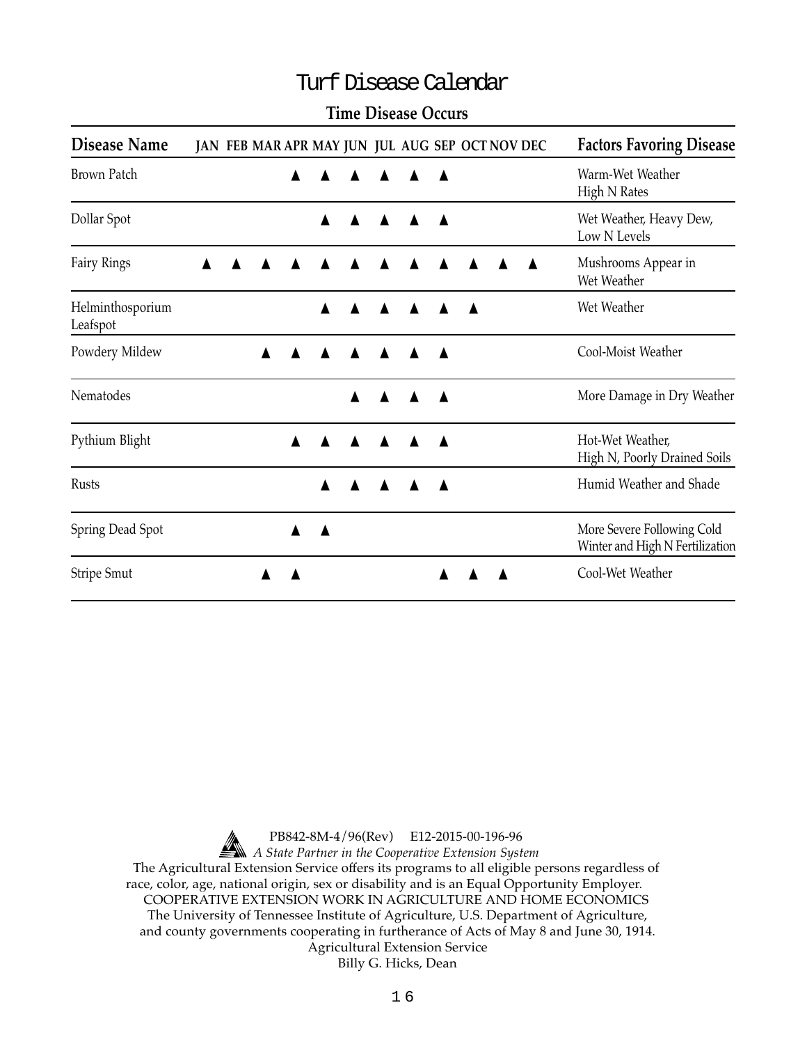# Turf Disease Calendar

| Disease Name | Time Disease Occurs | | | | | | | | | | | | Factors Favoring Disease |
|---|---|---|---|---|---|---|---|---|---|---|---|---|---|
| | JAN | FEB | MAR | APR | MAY | JUN | JUL | AUG | SEP | OCT | NOV | DEC | |
| Brown Patch | | | | ▲ | ▲ | ▲ | ▲ | ▲ | ▲ | | | | Warm-Wet Weather<br>High N Rates |
| Dollar Spot | | | | | ▲ | ▲ | ▲ | ▲ | ▲ | | | | Wet Weather, Heavy Dew,<br>Low N Levels |
| Fairy Rings | ▲ | ▲ | ▲ | ▲ | ▲ | ▲ | ▲ | ▲ | ▲ | ▲ | ▲ | ▲ | Mushrooms Appear in<br>Wet Weather |
| Helminthosporium Leafspot | | | | | ▲ | ▲ | ▲ | ▲ | ▲ | ▲ | | | Wet Weather |
| Powdery Mildew | | | ▲ | ▲ | ▲ | ▲ | ▲ | ▲ | ▲ | | | | Cool-Moist Weather |
| Nematodes | | | | | | ▲ | ▲ | ▲ | ▲ | | | | More Damage in Dry Weather |
| Pythium Blight | | | | ▲ | ▲ | ▲ | ▲ | ▲ | ▲ | | | | Hot-Wet Weather,<br>High N, Poorly Drained Soils |
| Rusts | | | | | ▲ | ▲ | ▲ | ▲ | ▲ | | | | Humid Weather and Shade |
| Spring Dead Spot | | | | ▲ | ▲ | | | | | | | | More Severe Following Cold Winter and High N Fertilization |
| Stripe Smut | | | ▲ | ▲ | | | | | ▲ | ▲ | ▲ | | Cool-Wet Weather |

PB842-8M-4/96(Rev) E12-2015-00-196-96

*A State Partner in the Cooperative Extension System*

The Agricultural Extension Service offers its programs to all eligible persons regardless of race, color, age, national origin, sex or disability and is an Equal Opportunity Employer.

COOPERATIVE EXTENSION WORK IN AGRICULTURE AND HOME ECONOMICS

The University of Tennessee Institute of Agriculture, U.S. Department of Agriculture, and county governments cooperating in furtherance of Acts of May 8 and June 30, 1914.

Agricultural Extension Service

Billy G. Hicks, Dean